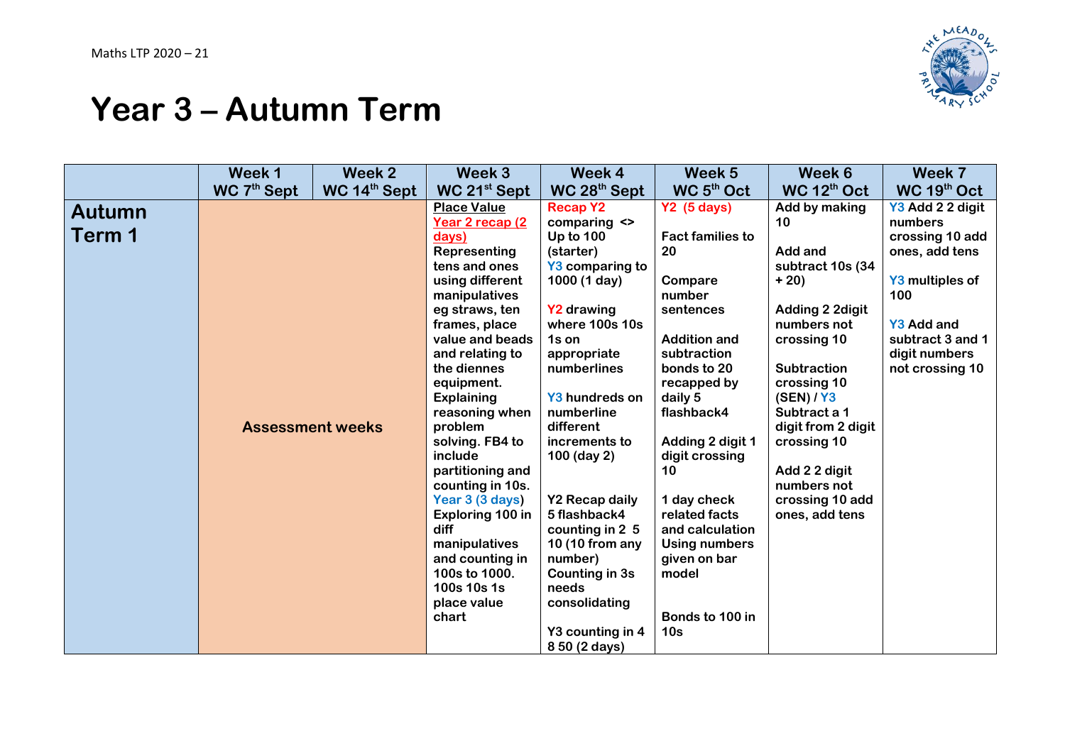Maths LTP 2020 – 21

# Year 3 – Autumn Term

| | Week 1 WC 7th Sept | Week 2 WC 14th Sept | Week 3 WC 21st Sept | Week 4 WC 28th Sept | Week 5 WC 5th Oct | Week 6 WC 12th Oct | Week 7 WC 19th Oct |
|---|---|---|---|---|---|---|---|
| **Autumn Term 1** | **Assessment weeks** | | **Place Value** Year 2 recap (2 days) Representing tens and ones using different manipulatives eg straws, ten frames, place value and beads and relating to the diennes equipment. Explaining reasoning when problem solving. FB4 to include partitioning and counting in 10s. Year 3 (3 days) Exploring 100 in diff manipulatives and counting in 100s to 1000. 100s 10s 1s place value chart | Recap Y2 comparing <> Up to 100 (starter) Y3 comparing to 1000 (1 day) Y2 drawing where 100s 10s 1s on appropriate numberlines Y3 hundreds on numberline different increments to 100 (day 2) Y2 Recap daily 5 flashback4 counting in 2 5 10 (10 from any number) Counting in 3s needs consolidating Y3 counting in 4 8 50 (2 days) | Y2 (5 days) Fact families to 20 Compare number sentences Addition and subtraction bonds to 20 recapped by daily 5 flashback4 Adding 2 digit 1 digit crossing 10 1 day check related facts and calculation Using numbers given on bar model Bonds to 100 in 10s | Add by making 10 Add and subtract 10s (34 + 20) Adding 2 2digit numbers not crossing 10 Subtraction crossing 10 (SEN) / Y3 Subtract a 1 digit from 2 digit crossing 10 Add 2 2 digit numbers not crossing 10 add ones, add tens | Y3 Add 2 2 digit numbers crossing 10 add ones, add tens Y3 multiples of 100 Y3 Add and subtract 3 and 1 digit numbers not crossing 10 |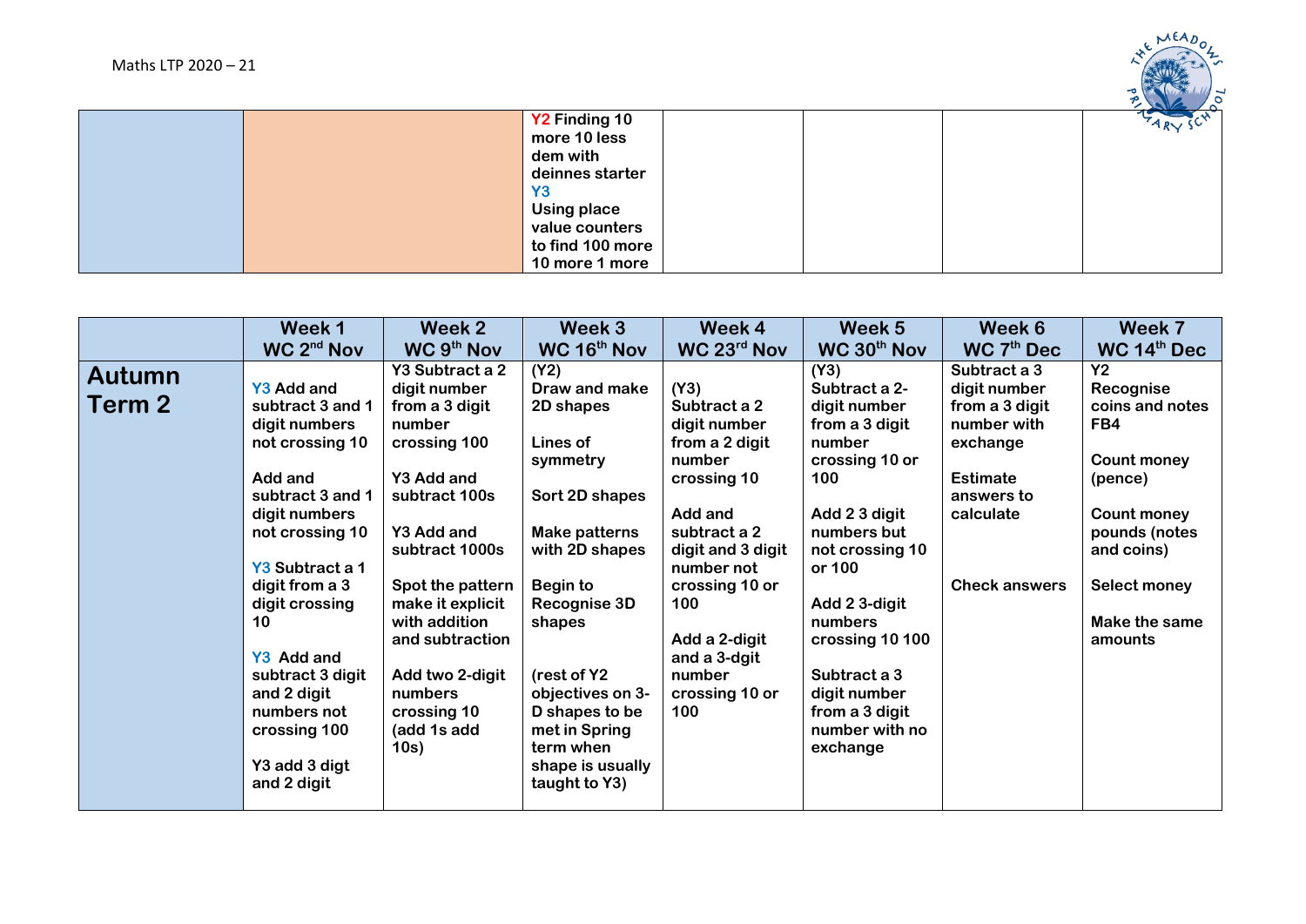| | | | | | | |
|---|---|---|---|---|---|---|
| | | **Y2 Finding 10 more 10 less dem with deinnes starter**<br>**Y3**<br>**Using place value counters to find 100 more 10 more 1 more** | | | | |

| | Week 1<br>WC 2nd Nov | Week 2<br>WC 9th Nov | Week 3<br>WC 16th Nov | Week 4<br>WC 23rd Nov | Week 5<br>WC 30th Nov | Week 6<br>WC 7th Dec | Week 7<br>WC 14th Dec |
|---|---|---|---|---|---|---|---|
| **Autumn Term 2** | **Y3 Add and subtract 3 and 1 digit numbers not crossing 10**<br><br>**Add and subtract 3 and 1 digit numbers not crossing 10**<br><br>**Y3 Subtract a 1 digit from a 3 digit crossing 10**<br><br>**Y3 Add and subtract 3 digit and 2 digit numbers not crossing 100**<br><br>**Y3 add 3 digt and 2 digit** | **Y3 Subtract a 2 digit number from a 3 digit number crossing 100**<br><br>**Y3 Add and subtract 100s**<br><br>**Y3 Add and subtract 1000s**<br><br>**Spot the pattern make it explicit with addition and subtraction**<br><br>**Add two 2-digit numbers crossing 10 (add 1s add 10s)** | **(Y2)**<br>**Draw and make 2D shapes**<br><br>**Lines of symmetry**<br><br>**Sort 2D shapes**<br><br>**Make patterns with 2D shapes**<br><br>**Begin to Recognise 3D shapes**<br><br>**(rest of Y2 objectives on 3-D shapes to be met in Spring term when shape is usually taught to Y3)** | **(Y3)**<br>**Subtract a 2 digit number from a 2 digit number crossing 10**<br><br>**Add and subtract a 2 digit and 3 digit number not crossing 10 or 100**<br><br>**Add a 2-digit and a 3-dgit number crossing 10 or 100** | **(Y3)**<br>**Subtract a 2-digit number from a 3 digit number crossing 10 or 100**<br><br>**Add 2 3 digit numbers but not crossing 10 or 100**<br><br>**Add 2 3-digit numbers crossing 10 100**<br><br>**Subtract a 3 digit number from a 3 digit number with no exchange** | **Subtract a 3 digit number from a 3 digit number with exchange**<br><br>**Estimate answers to calculate**<br><br>**Check answers** | **Y2**<br>**Recognise coins and notes FB4**<br><br>**Count money (pence)**<br><br>**Count money pounds (notes and coins)**<br><br>**Select money**<br><br>**Make the same amounts** |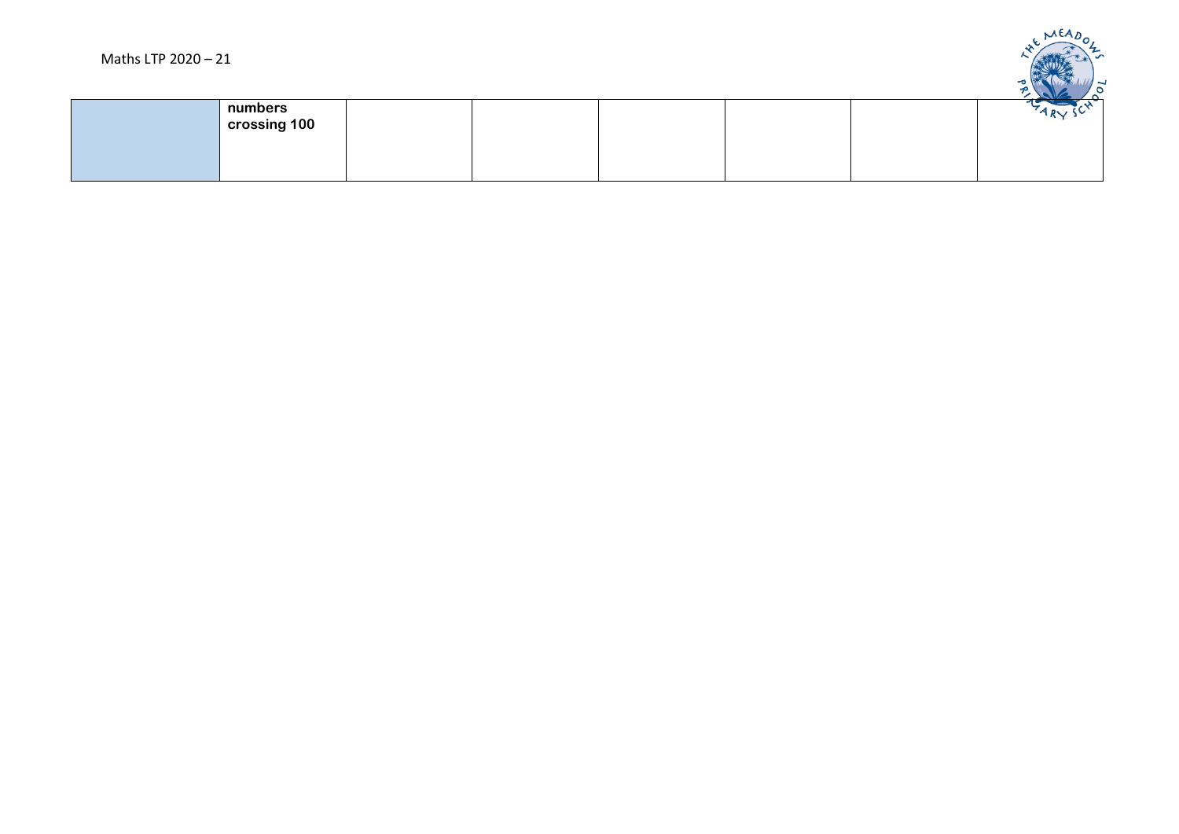| | | | | | | | |
|---|---|---|---|---|---|---|---|
| | **numbers crossing 100** | | | | | | |